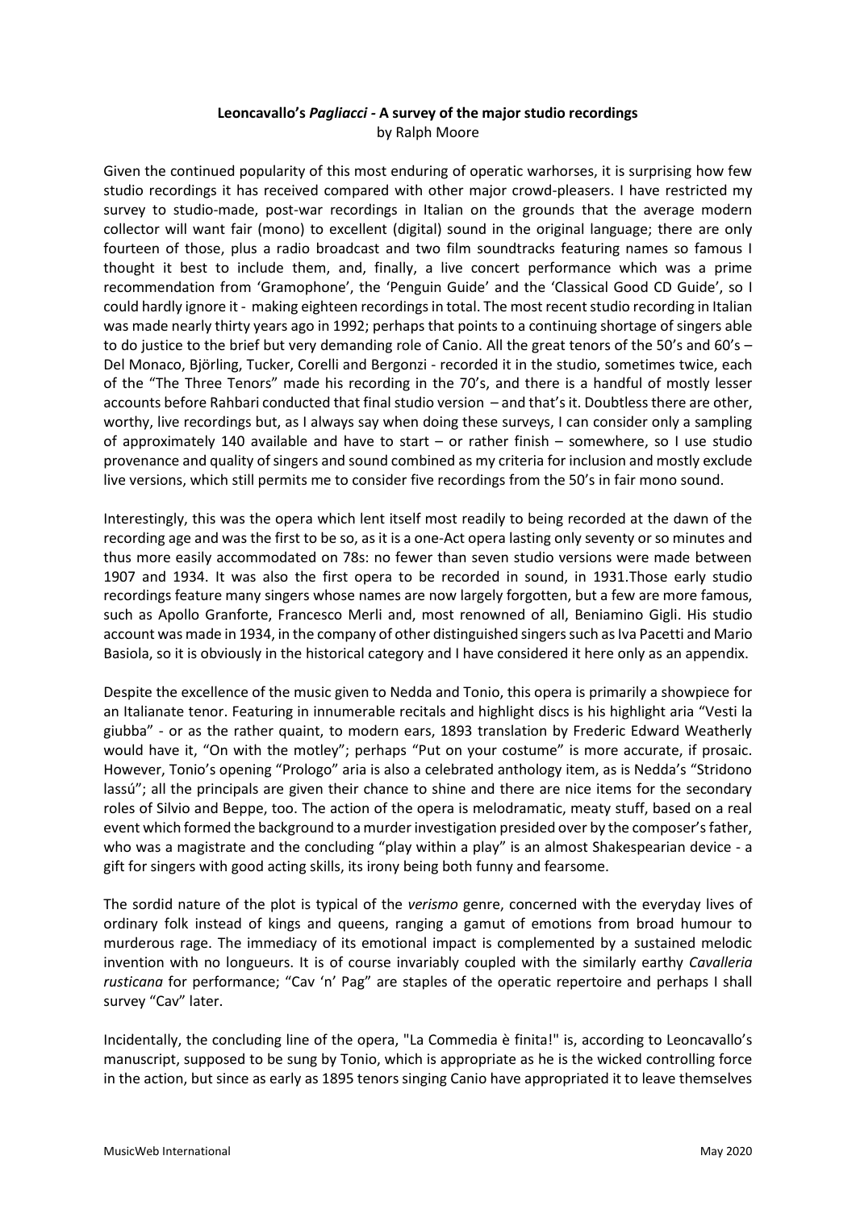**Leoncavallo's *Pagliacci* - A survey of the major studio recordings**

by Ralph Moore

Given the continued popularity of this most enduring of operatic warhorses, it is surprising how few studio recordings it has received compared with other major crowd-pleasers. I have restricted my survey to studio-made, post-war recordings in Italian on the grounds that the average modern collector will want fair (mono) to excellent (digital) sound in the original language; there are only fourteen of those, plus a radio broadcast and two film soundtracks featuring names so famous I thought it best to include them, and, finally, a live concert performance which was a prime recommendation from 'Gramophone', the 'Penguin Guide' and the 'Classical Good CD Guide', so I could hardly ignore it - making eighteen recordings in total. The most recent studio recording in Italian was made nearly thirty years ago in 1992; perhaps that points to a continuing shortage of singers able to do justice to the brief but very demanding role of Canio. All the great tenors of the 50's and 60's – Del Monaco, Björling, Tucker, Corelli and Bergonzi - recorded it in the studio, sometimes twice, each of the "The Three Tenors" made his recording in the 70's, and there is a handful of mostly lesser accounts before Rahbari conducted that final studio version – and that's it. Doubtless there are other, worthy, live recordings but, as I always say when doing these surveys, I can consider only a sampling of approximately 140 available and have to start – or rather finish – somewhere, so I use studio provenance and quality of singers and sound combined as my criteria for inclusion and mostly exclude live versions, which still permits me to consider five recordings from the 50's in fair mono sound.

Interestingly, this was the opera which lent itself most readily to being recorded at the dawn of the recording age and was the first to be so, as it is a one-Act opera lasting only seventy or so minutes and thus more easily accommodated on 78s: no fewer than seven studio versions were made between 1907 and 1934. It was also the first opera to be recorded in sound, in 1931.Those early studio recordings feature many singers whose names are now largely forgotten, but a few are more famous, such as Apollo Granforte, Francesco Merli and, most renowned of all, Beniamino Gigli. His studio account was made in 1934, in the company of other distinguished singers such as Iva Pacetti and Mario Basiola, so it is obviously in the historical category and I have considered it here only as an appendix.

Despite the excellence of the music given to Nedda and Tonio, this opera is primarily a showpiece for an Italianate tenor. Featuring in innumerable recitals and highlight discs is his highlight aria "Vesti la giubba" - or as the rather quaint, to modern ears, 1893 translation by Frederic Edward Weatherly would have it, "On with the motley"; perhaps "Put on your costume" is more accurate, if prosaic. However, Tonio's opening "Prologo" aria is also a celebrated anthology item, as is Nedda's "Stridono lassú"; all the principals are given their chance to shine and there are nice items for the secondary roles of Silvio and Beppe, too. The action of the opera is melodramatic, meaty stuff, based on a real event which formed the background to a murder investigation presided over by the composer's father, who was a magistrate and the concluding "play within a play" is an almost Shakespearian device - a gift for singers with good acting skills, its irony being both funny and fearsome.

The sordid nature of the plot is typical of the *verismo* genre, concerned with the everyday lives of ordinary folk instead of kings and queens, ranging a gamut of emotions from broad humour to murderous rage. The immediacy of its emotional impact is complemented by a sustained melodic invention with no longueurs. It is of course invariably coupled with the similarly earthy *Cavalleria rusticana* for performance; "Cav 'n' Pag" are staples of the operatic repertoire and perhaps I shall survey "Cav" later.

Incidentally, the concluding line of the opera, "La Commedia è finita!" is, according to Leoncavallo's manuscript, supposed to be sung by Tonio, which is appropriate as he is the wicked controlling force in the action, but since as early as 1895 tenors singing Canio have appropriated it to leave themselves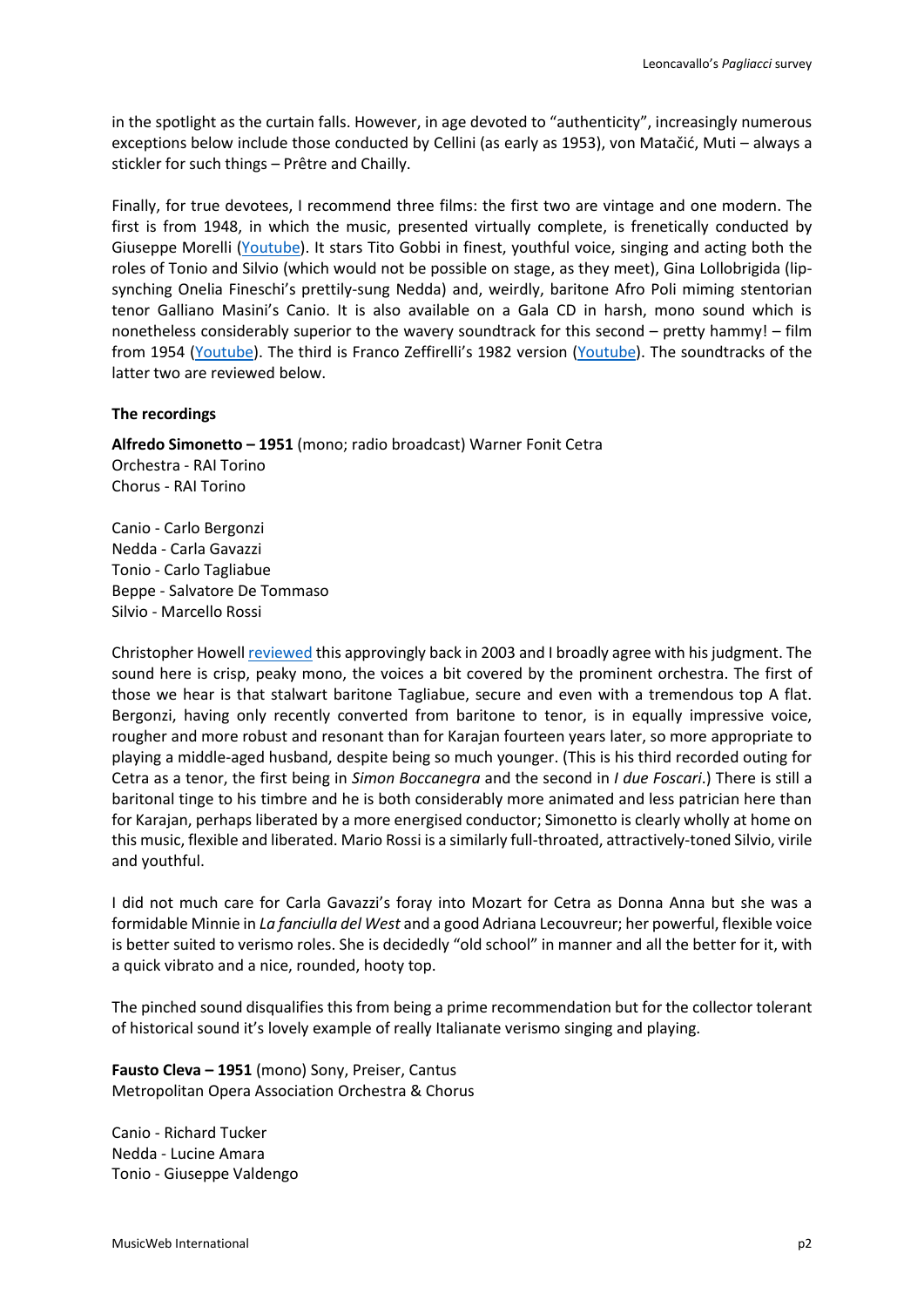in the spotlight as the curtain falls. However, in age devoted to "authenticity", increasingly numerous exceptions below include those conducted by Cellini (as early as 1953), von Matačić, Muti – always a stickler for such things – Prêtre and Chailly.

Finally, for true devotees, I recommend three films: the first two are vintage and one modern. The first is from 1948, in which the music, presented virtually complete, is frenetically conducted by Giuseppe Morelli (Youtube). It stars Tito Gobbi in finest, youthful voice, singing and acting both the roles of Tonio and Silvio (which would not be possible on stage, as they meet), Gina Lollobrigida (lip-synching Onelia Fineschi's prettily-sung Nedda) and, weirdly, baritone Afro Poli miming stentorian tenor Galliano Masini's Canio. It is also available on a Gala CD in harsh, mono sound which is nonetheless considerably superior to the wavery soundtrack for this second – pretty hammy! – film from 1954 (Youtube). The third is Franco Zeffirelli's 1982 version (Youtube). The soundtracks of the latter two are reviewed below.

**The recordings**

**Alfredo Simonetto – 1951** (mono; radio broadcast) Warner Fonit Cetra
Orchestra - RAI Torino
Chorus - RAI Torino

Canio - Carlo Bergonzi
Nedda - Carla Gavazzi
Tonio - Carlo Tagliabue
Beppe - Salvatore De Tommaso
Silvio - Marcello Rossi

Christopher Howell reviewed this approvingly back in 2003 and I broadly agree with his judgment. The sound here is crisp, peaky mono, the voices a bit covered by the prominent orchestra. The first of those we hear is that stalwart baritone Tagliabue, secure and even with a tremendous top A flat. Bergonzi, having only recently converted from baritone to tenor, is in equally impressive voice, rougher and more robust and resonant than for Karajan fourteen years later, so more appropriate to playing a middle-aged husband, despite being so much younger. (This is his third recorded outing for Cetra as a tenor, the first being in *Simon Boccanegra* and the second in *I due Foscari*.) There is still a baritonal tinge to his timbre and he is both considerably more animated and less patrician here than for Karajan, perhaps liberated by a more energised conductor; Simonetto is clearly wholly at home on this music, flexible and liberated. Mario Rossi is a similarly full-throated, attractively-toned Silvio, virile and youthful.

I did not much care for Carla Gavazzi's foray into Mozart for Cetra as Donna Anna but she was a formidable Minnie in *La fanciulla del West* and a good Adriana Lecouvreur; her powerful, flexible voice is better suited to verismo roles. She is decidedly "old school" in manner and all the better for it, with a quick vibrato and a nice, rounded, hooty top.

The pinched sound disqualifies this from being a prime recommendation but for the collector tolerant of historical sound it's lovely example of really Italianate verismo singing and playing.

**Fausto Cleva – 1951** (mono) Sony, Preiser, Cantus
Metropolitan Opera Association Orchestra & Chorus

Canio - Richard Tucker
Nedda - Lucine Amara
Tonio - Giuseppe Valdengo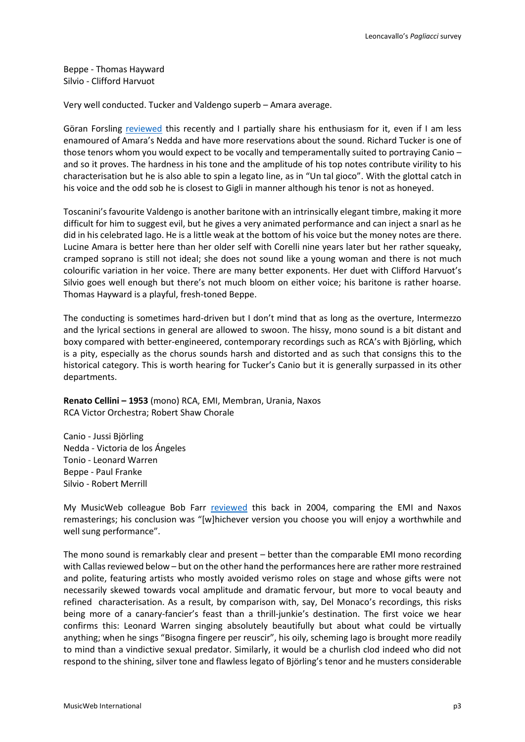Beppe - Thomas Hayward
Silvio - Clifford Harvuot

Very well conducted. Tucker and Valdengo superb – Amara average.

Göran Forsling reviewed this recently and I partially share his enthusiasm for it, even if I am less enamoured of Amara's Nedda and have more reservations about the sound. Richard Tucker is one of those tenors whom you would expect to be vocally and temperamentally suited to portraying Canio – and so it proves. The hardness in his tone and the amplitude of his top notes contribute virility to his characterisation but he is also able to spin a legato line, as in "Un tal gioco". With the glottal catch in his voice and the odd sob he is closest to Gigli in manner although his tenor is not as honeyed.

Toscanini's favourite Valdengo is another baritone with an intrinsically elegant timbre, making it more difficult for him to suggest evil, but he gives a very animated performance and can inject a snarl as he did in his celebrated Iago. He is a little weak at the bottom of his voice but the money notes are there. Lucine Amara is better here than her older self with Corelli nine years later but her rather squeaky, cramped soprano is still not ideal; she does not sound like a young woman and there is not much colourific variation in her voice. There are many better exponents. Her duet with Clifford Harvuot's Silvio goes well enough but there's not much bloom on either voice; his baritone is rather hoarse. Thomas Hayward is a playful, fresh-toned Beppe.

The conducting is sometimes hard-driven but I don't mind that as long as the overture, Intermezzo and the lyrical sections in general are allowed to swoon. The hissy, mono sound is a bit distant and boxy compared with better-engineered, contemporary recordings such as RCA's with Björling, which is a pity, especially as the chorus sounds harsh and distorted and as such that consigns this to the historical category. This is worth hearing for Tucker's Canio but it is generally surpassed in its other departments.

**Renato Cellini – 1953** (mono) RCA, EMI, Membran, Urania, Naxos
RCA Victor Orchestra; Robert Shaw Chorale

Canio - Jussi Björling
Nedda - Victoria de los Ángeles
Tonio - Leonard Warren
Beppe - Paul Franke
Silvio - Robert Merrill

My MusicWeb colleague Bob Farr reviewed this back in 2004, comparing the EMI and Naxos remasterings; his conclusion was "[w]hichever version you choose you will enjoy a worthwhile and well sung performance".

The mono sound is remarkably clear and present – better than the comparable EMI mono recording with Callas reviewed below – but on the other hand the performances here are rather more restrained and polite, featuring artists who mostly avoided verismo roles on stage and whose gifts were not necessarily skewed towards vocal amplitude and dramatic fervour, but more to vocal beauty and refined characterisation. As a result, by comparison with, say, Del Monaco's recordings, this risks being more of a canary-fancier's feast than a thrill-junkie's destination. The first voice we hear confirms this: Leonard Warren singing absolutely beautifully but about what could be virtually anything; when he sings "Bisogna fingere per reuscir", his oily, scheming Iago is brought more readily to mind than a vindictive sexual predator. Similarly, it would be a churlish clod indeed who did not respond to the shining, silver tone and flawless legato of Björling's tenor and he musters considerable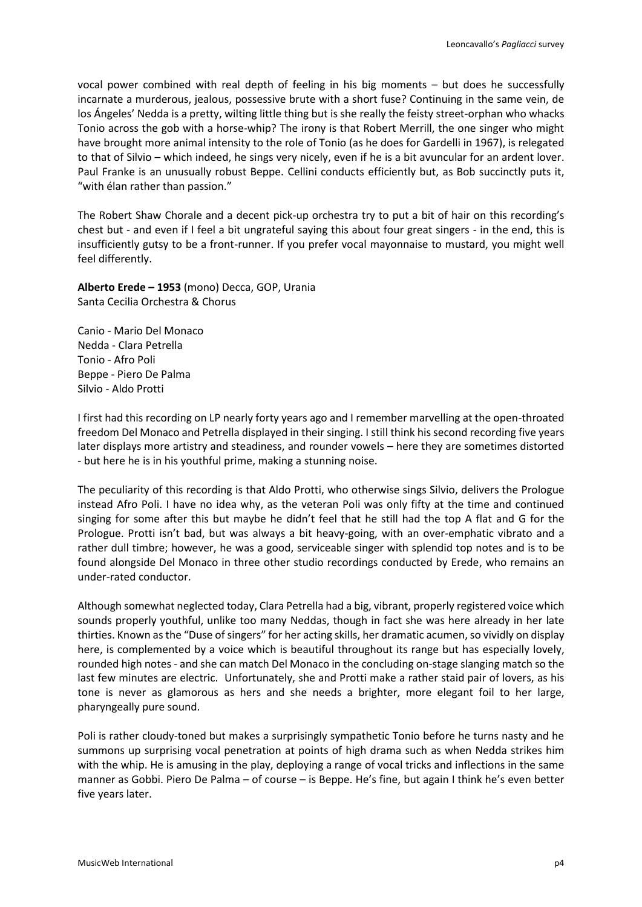vocal power combined with real depth of feeling in his big moments – but does he successfully incarnate a murderous, jealous, possessive brute with a short fuse? Continuing in the same vein, de los Ángeles' Nedda is a pretty, wilting little thing but is she really the feisty street-orphan who whacks Tonio across the gob with a horse-whip? The irony is that Robert Merrill, the one singer who might have brought more animal intensity to the role of Tonio (as he does for Gardelli in 1967), is relegated to that of Silvio – which indeed, he sings very nicely, even if he is a bit avuncular for an ardent lover. Paul Franke is an unusually robust Beppe. Cellini conducts efficiently but, as Bob succinctly puts it, "with élan rather than passion."

The Robert Shaw Chorale and a decent pick-up orchestra try to put a bit of hair on this recording's chest but - and even if I feel a bit ungrateful saying this about four great singers - in the end, this is insufficiently gutsy to be a front-runner. If you prefer vocal mayonnaise to mustard, you might well feel differently.

**Alberto Erede – 1953** (mono) Decca, GOP, Urania
Santa Cecilia Orchestra & Chorus

Canio - Mario Del Monaco
Nedda - Clara Petrella
Tonio - Afro Poli
Beppe - Piero De Palma
Silvio - Aldo Protti

I first had this recording on LP nearly forty years ago and I remember marvelling at the open-throated freedom Del Monaco and Petrella displayed in their singing. I still think his second recording five years later displays more artistry and steadiness, and rounder vowels – here they are sometimes distorted - but here he is in his youthful prime, making a stunning noise.

The peculiarity of this recording is that Aldo Protti, who otherwise sings Silvio, delivers the Prologue instead Afro Poli. I have no idea why, as the veteran Poli was only fifty at the time and continued singing for some after this but maybe he didn't feel that he still had the top A flat and G for the Prologue. Protti isn't bad, but was always a bit heavy-going, with an over-emphatic vibrato and a rather dull timbre; however, he was a good, serviceable singer with splendid top notes and is to be found alongside Del Monaco in three other studio recordings conducted by Erede, who remains an under-rated conductor.

Although somewhat neglected today, Clara Petrella had a big, vibrant, properly registered voice which sounds properly youthful, unlike too many Neddas, though in fact she was here already in her late thirties. Known as the "Duse of singers" for her acting skills, her dramatic acumen, so vividly on display here, is complemented by a voice which is beautiful throughout its range but has especially lovely, rounded high notes - and she can match Del Monaco in the concluding on-stage slanging match so the last few minutes are electric. Unfortunately, she and Protti make a rather staid pair of lovers, as his tone is never as glamorous as hers and she needs a brighter, more elegant foil to her large, pharyngeally pure sound.

Poli is rather cloudy-toned but makes a surprisingly sympathetic Tonio before he turns nasty and he summons up surprising vocal penetration at points of high drama such as when Nedda strikes him with the whip. He is amusing in the play, deploying a range of vocal tricks and inflections in the same manner as Gobbi. Piero De Palma – of course – is Beppe. He's fine, but again I think he's even better five years later.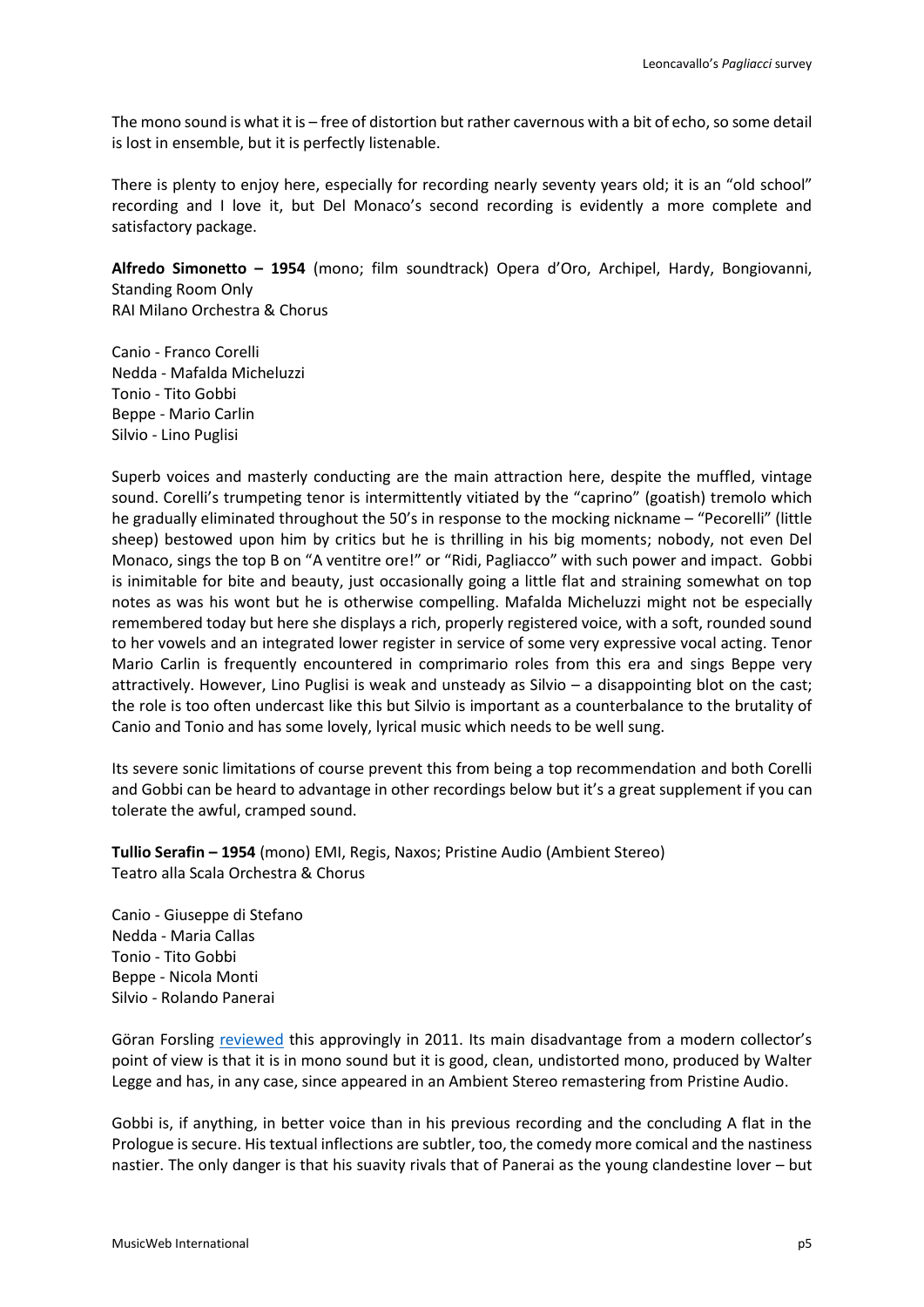The mono sound is what it is – free of distortion but rather cavernous with a bit of echo, so some detail is lost in ensemble, but it is perfectly listenable.

There is plenty to enjoy here, especially for recording nearly seventy years old; it is an "old school" recording and I love it, but Del Monaco's second recording is evidently a more complete and satisfactory package.

**Alfredo Simonetto – 1954** (mono; film soundtrack) Opera d'Oro, Archipel, Hardy, Bongiovanni, Standing Room Only
RAI Milano Orchestra & Chorus

Canio - Franco Corelli
Nedda - Mafalda Micheluzzi
Tonio - Tito Gobbi
Beppe - Mario Carlin
Silvio - Lino Puglisi

Superb voices and masterly conducting are the main attraction here, despite the muffled, vintage sound. Corelli's trumpeting tenor is intermittently vitiated by the "caprino" (goatish) tremolo which he gradually eliminated throughout the 50's in response to the mocking nickname – "Pecorelli" (little sheep) bestowed upon him by critics but he is thrilling in his big moments; nobody, not even Del Monaco, sings the top B on "A ventitre ore!" or "Ridi, Pagliacco" with such power and impact. Gobbi is inimitable for bite and beauty, just occasionally going a little flat and straining somewhat on top notes as was his wont but he is otherwise compelling. Mafalda Micheluzzi might not be especially remembered today but here she displays a rich, properly registered voice, with a soft, rounded sound to her vowels and an integrated lower register in service of some very expressive vocal acting. Tenor Mario Carlin is frequently encountered in comprimario roles from this era and sings Beppe very attractively. However, Lino Puglisi is weak and unsteady as Silvio – a disappointing blot on the cast; the role is too often undercast like this but Silvio is important as a counterbalance to the brutality of Canio and Tonio and has some lovely, lyrical music which needs to be well sung.

Its severe sonic limitations of course prevent this from being a top recommendation and both Corelli and Gobbi can be heard to advantage in other recordings below but it's a great supplement if you can tolerate the awful, cramped sound.

**Tullio Serafin – 1954** (mono) EMI, Regis, Naxos; Pristine Audio (Ambient Stereo)
Teatro alla Scala Orchestra & Chorus

Canio - Giuseppe di Stefano
Nedda - Maria Callas
Tonio - Tito Gobbi
Beppe - Nicola Monti
Silvio - Rolando Panerai

Göran Forsling reviewed this approvingly in 2011. Its main disadvantage from a modern collector's point of view is that it is in mono sound but it is good, clean, undistorted mono, produced by Walter Legge and has, in any case, since appeared in an Ambient Stereo remastering from Pristine Audio.

Gobbi is, if anything, in better voice than in his previous recording and the concluding A flat in the Prologue is secure. His textual inflections are subtler, too, the comedy more comical and the nastiness nastier. The only danger is that his suavity rivals that of Panerai as the young clandestine lover – but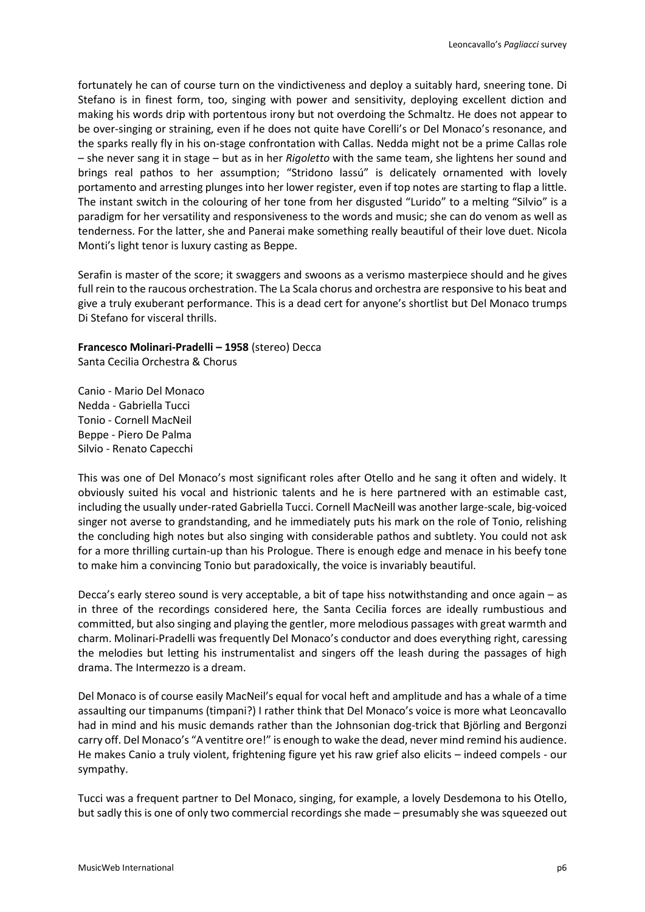fortunately he can of course turn on the vindictiveness and deploy a suitably hard, sneering tone. Di Stefano is in finest form, too, singing with power and sensitivity, deploying excellent diction and making his words drip with portentous irony but not overdoing the Schmaltz. He does not appear to be over-singing or straining, even if he does not quite have Corelli's or Del Monaco's resonance, and the sparks really fly in his on-stage confrontation with Callas. Nedda might not be a prime Callas role – she never sang it in stage – but as in her *Rigoletto* with the same team, she lightens her sound and brings real pathos to her assumption; "Stridono lassú" is delicately ornamented with lovely portamento and arresting plunges into her lower register, even if top notes are starting to flap a little. The instant switch in the colouring of her tone from her disgusted "Lurido" to a melting "Silvio" is a paradigm for her versatility and responsiveness to the words and music; she can do venom as well as tenderness. For the latter, she and Panerai make something really beautiful of their love duet. Nicola Monti's light tenor is luxury casting as Beppe.

Serafin is master of the score; it swaggers and swoons as a verismo masterpiece should and he gives full rein to the raucous orchestration. The La Scala chorus and orchestra are responsive to his beat and give a truly exuberant performance. This is a dead cert for anyone's shortlist but Del Monaco trumps Di Stefano for visceral thrills.

**Francesco Molinari-Pradelli – 1958** (stereo) Decca
Santa Cecilia Orchestra & Chorus

Canio - Mario Del Monaco
Nedda - Gabriella Tucci
Tonio - Cornell MacNeil
Beppe - Piero De Palma
Silvio - Renato Capecchi

This was one of Del Monaco's most significant roles after Otello and he sang it often and widely. It obviously suited his vocal and histrionic talents and he is here partnered with an estimable cast, including the usually under-rated Gabriella Tucci. Cornell MacNeill was another large-scale, big-voiced singer not averse to grandstanding, and he immediately puts his mark on the role of Tonio, relishing the concluding high notes but also singing with considerable pathos and subtlety. You could not ask for a more thrilling curtain-up than his Prologue. There is enough edge and menace in his beefy tone to make him a convincing Tonio but paradoxically, the voice is invariably beautiful.

Decca's early stereo sound is very acceptable, a bit of tape hiss notwithstanding and once again – as in three of the recordings considered here, the Santa Cecilia forces are ideally rumbustious and committed, but also singing and playing the gentler, more melodious passages with great warmth and charm. Molinari-Pradelli was frequently Del Monaco's conductor and does everything right, caressing the melodies but letting his instrumentalist and singers off the leash during the passages of high drama. The Intermezzo is a dream.

Del Monaco is of course easily MacNeil's equal for vocal heft and amplitude and has a whale of a time assaulting our timpanums (timpani?) I rather think that Del Monaco's voice is more what Leoncavallo had in mind and his music demands rather than the Johnsonian dog-trick that Björling and Bergonzi carry off. Del Monaco's "A ventitre ore!" is enough to wake the dead, never mind remind his audience. He makes Canio a truly violent, frightening figure yet his raw grief also elicits – indeed compels - our sympathy.

Tucci was a frequent partner to Del Monaco, singing, for example, a lovely Desdemona to his Otello, but sadly this is one of only two commercial recordings she made – presumably she was squeezed out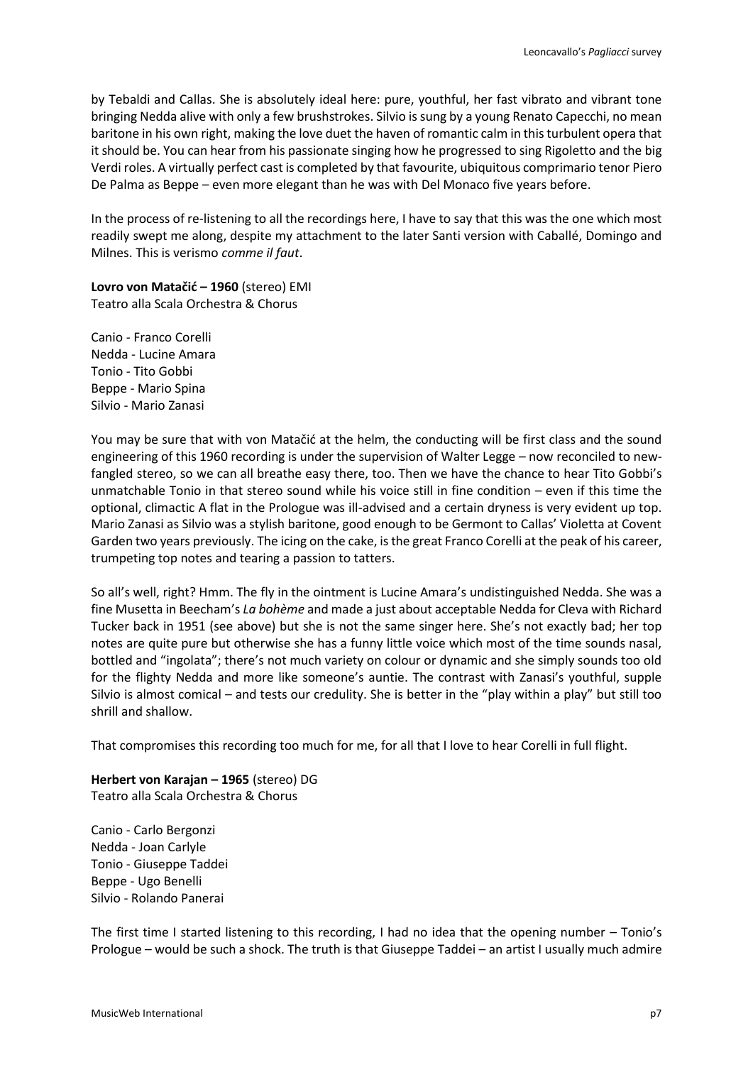by Tebaldi and Callas. She is absolutely ideal here: pure, youthful, her fast vibrato and vibrant tone bringing Nedda alive with only a few brushstrokes. Silvio is sung by a young Renato Capecchi, no mean baritone in his own right, making the love duet the haven of romantic calm in this turbulent opera that it should be. You can hear from his passionate singing how he progressed to sing Rigoletto and the big Verdi roles. A virtually perfect cast is completed by that favourite, ubiquitous comprimario tenor Piero De Palma as Beppe – even more elegant than he was with Del Monaco five years before.

In the process of re-listening to all the recordings here, I have to say that this was the one which most readily swept me along, despite my attachment to the later Santi version with Caballé, Domingo and Milnes. This is verismo *comme il faut*.

**Lovro von Matačić – 1960** (stereo) EMI
Teatro alla Scala Orchestra & Chorus

Canio - Franco Corelli
Nedda - Lucine Amara
Tonio - Tito Gobbi
Beppe - Mario Spina
Silvio - Mario Zanasi

You may be sure that with von Matačić at the helm, the conducting will be first class and the sound engineering of this 1960 recording is under the supervision of Walter Legge – now reconciled to new-fangled stereo, so we can all breathe easy there, too. Then we have the chance to hear Tito Gobbi's unmatchable Tonio in that stereo sound while his voice still in fine condition – even if this time the optional, climactic A flat in the Prologue was ill-advised and a certain dryness is very evident up top. Mario Zanasi as Silvio was a stylish baritone, good enough to be Germont to Callas' Violetta at Covent Garden two years previously. The icing on the cake, is the great Franco Corelli at the peak of his career, trumpeting top notes and tearing a passion to tatters.

So all's well, right? Hmm. The fly in the ointment is Lucine Amara's undistinguished Nedda. She was a fine Musetta in Beecham's *La bohème* and made a just about acceptable Nedda for Cleva with Richard Tucker back in 1951 (see above) but she is not the same singer here. She's not exactly bad; her top notes are quite pure but otherwise she has a funny little voice which most of the time sounds nasal, bottled and "ingolata"; there's not much variety on colour or dynamic and she simply sounds too old for the flighty Nedda and more like someone's auntie. The contrast with Zanasi's youthful, supple Silvio is almost comical – and tests our credulity. She is better in the "play within a play" but still too shrill and shallow.

That compromises this recording too much for me, for all that I love to hear Corelli in full flight.

**Herbert von Karajan – 1965** (stereo) DG
Teatro alla Scala Orchestra & Chorus

Canio - Carlo Bergonzi
Nedda - Joan Carlyle
Tonio - Giuseppe Taddei
Beppe - Ugo Benelli
Silvio - Rolando Panerai

The first time I started listening to this recording, I had no idea that the opening number – Tonio's Prologue – would be such a shock. The truth is that Giuseppe Taddei – an artist I usually much admire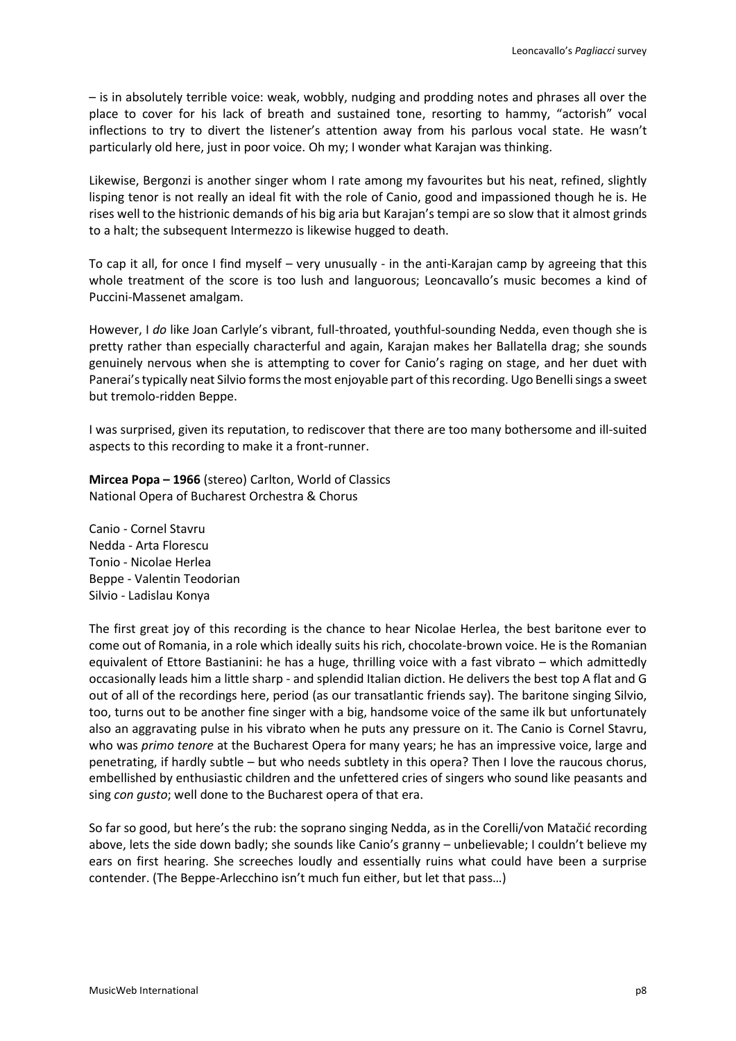– is in absolutely terrible voice: weak, wobbly, nudging and prodding notes and phrases all over the place to cover for his lack of breath and sustained tone, resorting to hammy, "actorish" vocal inflections to try to divert the listener's attention away from his parlous vocal state. He wasn't particularly old here, just in poor voice. Oh my; I wonder what Karajan was thinking.

Likewise, Bergonzi is another singer whom I rate among my favourites but his neat, refined, slightly lisping tenor is not really an ideal fit with the role of Canio, good and impassioned though he is. He rises well to the histrionic demands of his big aria but Karajan's tempi are so slow that it almost grinds to a halt; the subsequent Intermezzo is likewise hugged to death.

To cap it all, for once I find myself – very unusually - in the anti-Karajan camp by agreeing that this whole treatment of the score is too lush and languorous; Leoncavallo's music becomes a kind of Puccini-Massenet amalgam.

However, I *do* like Joan Carlyle's vibrant, full-throated, youthful-sounding Nedda, even though she is pretty rather than especially characterful and again, Karajan makes her Ballatella drag; she sounds genuinely nervous when she is attempting to cover for Canio's raging on stage, and her duet with Panerai's typically neat Silvio forms the most enjoyable part of this recording. Ugo Benelli sings a sweet but tremolo-ridden Beppe.

I was surprised, given its reputation, to rediscover that there are too many bothersome and ill-suited aspects to this recording to make it a front-runner.

**Mircea Popa – 1966** (stereo) Carlton, World of Classics
National Opera of Bucharest Orchestra & Chorus

Canio - Cornel Stavru
Nedda - Arta Florescu
Tonio - Nicolae Herlea
Beppe - Valentin Teodorian
Silvio - Ladislau Konya

The first great joy of this recording is the chance to hear Nicolae Herlea, the best baritone ever to come out of Romania, in a role which ideally suits his rich, chocolate-brown voice. He is the Romanian equivalent of Ettore Bastianini: he has a huge, thrilling voice with a fast vibrato – which admittedly occasionally leads him a little sharp - and splendid Italian diction. He delivers the best top A flat and G out of all of the recordings here, period (as our transatlantic friends say). The baritone singing Silvio, too, turns out to be another fine singer with a big, handsome voice of the same ilk but unfortunately also an aggravating pulse in his vibrato when he puts any pressure on it. The Canio is Cornel Stavru, who was *primo tenore* at the Bucharest Opera for many years; he has an impressive voice, large and penetrating, if hardly subtle – but who needs subtlety in this opera? Then I love the raucous chorus, embellished by enthusiastic children and the unfettered cries of singers who sound like peasants and sing *con gusto*; well done to the Bucharest opera of that era.

So far so good, but here's the rub: the soprano singing Nedda, as in the Corelli/von Matačić recording above, lets the side down badly; she sounds like Canio's granny – unbelievable; I couldn't believe my ears on first hearing. She screeches loudly and essentially ruins what could have been a surprise contender. (The Beppe-Arlecchino isn't much fun either, but let that pass…)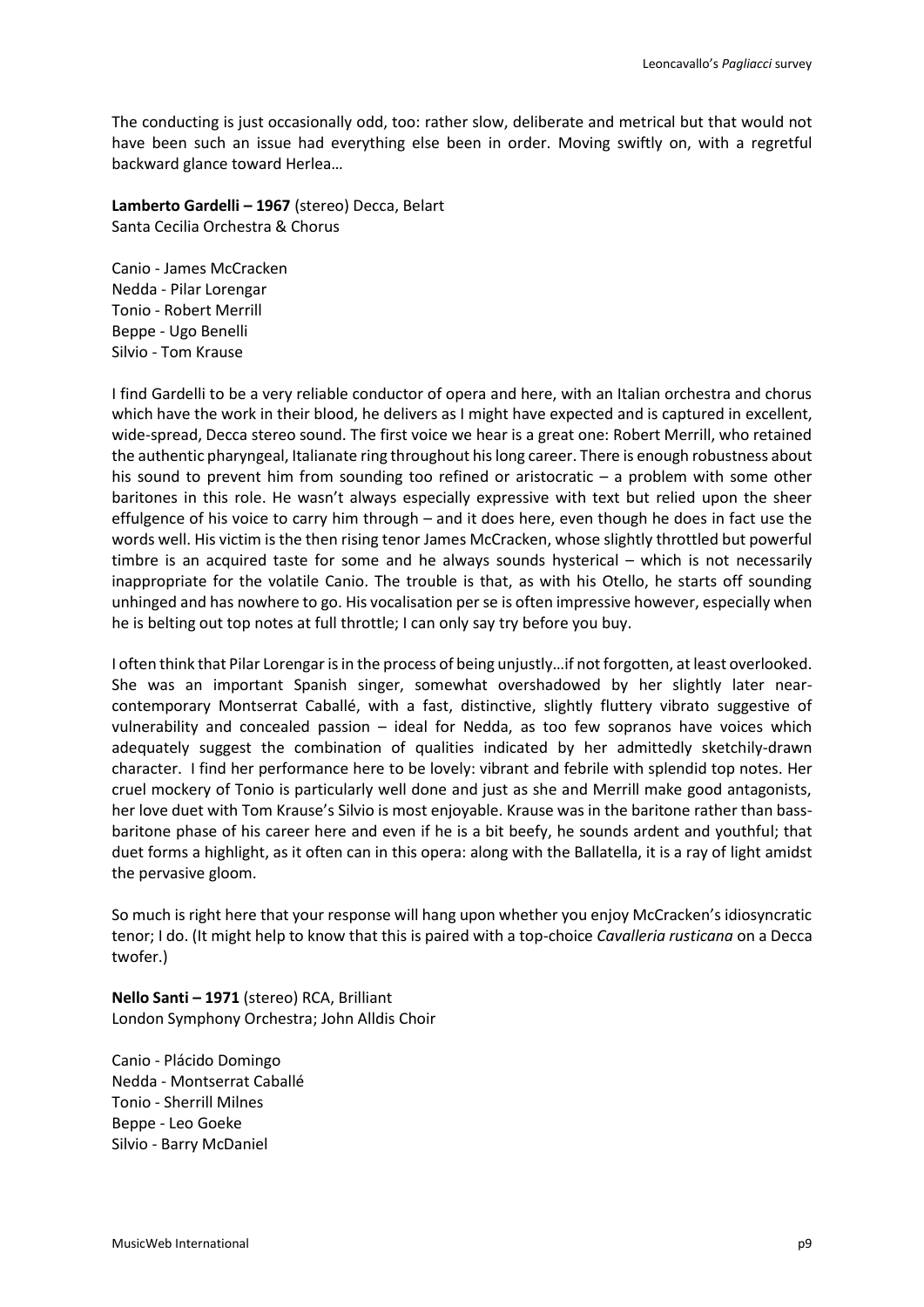The conducting is just occasionally odd, too: rather slow, deliberate and metrical but that would not have been such an issue had everything else been in order. Moving swiftly on, with a regretful backward glance toward Herlea…

**Lamberto Gardelli – 1967** (stereo) Decca, Belart
Santa Cecilia Orchestra & Chorus

Canio - James McCracken
Nedda - Pilar Lorengar
Tonio - Robert Merrill
Beppe - Ugo Benelli
Silvio - Tom Krause

I find Gardelli to be a very reliable conductor of opera and here, with an Italian orchestra and chorus which have the work in their blood, he delivers as I might have expected and is captured in excellent, wide-spread, Decca stereo sound. The first voice we hear is a great one: Robert Merrill, who retained the authentic pharyngeal, Italianate ring throughout his long career. There is enough robustness about his sound to prevent him from sounding too refined or aristocratic – a problem with some other baritones in this role. He wasn't always especially expressive with text but relied upon the sheer effulgence of his voice to carry him through – and it does here, even though he does in fact use the words well. His victim is the then rising tenor James McCracken, whose slightly throttled but powerful timbre is an acquired taste for some and he always sounds hysterical – which is not necessarily inappropriate for the volatile Canio. The trouble is that, as with his Otello, he starts off sounding unhinged and has nowhere to go. His vocalisation per se is often impressive however, especially when he is belting out top notes at full throttle; I can only say try before you buy.

I often think that Pilar Lorengar is in the process of being unjustly…if not forgotten, at least overlooked. She was an important Spanish singer, somewhat overshadowed by her slightly later near-contemporary Montserrat Caballé, with a fast, distinctive, slightly fluttery vibrato suggestive of vulnerability and concealed passion – ideal for Nedda, as too few sopranos have voices which adequately suggest the combination of qualities indicated by her admittedly sketchily-drawn character. I find her performance here to be lovely: vibrant and febrile with splendid top notes. Her cruel mockery of Tonio is particularly well done and just as she and Merrill make good antagonists, her love duet with Tom Krause's Silvio is most enjoyable. Krause was in the baritone rather than bass-baritone phase of his career here and even if he is a bit beefy, he sounds ardent and youthful; that duet forms a highlight, as it often can in this opera: along with the Ballatella, it is a ray of light amidst the pervasive gloom.

So much is right here that your response will hang upon whether you enjoy McCracken's idiosyncratic tenor; I do. (It might help to know that this is paired with a top-choice *Cavalleria rusticana* on a Decca twofer.)

**Nello Santi – 1971** (stereo) RCA, Brilliant
London Symphony Orchestra; John Alldis Choir

Canio - Plácido Domingo
Nedda - Montserrat Caballé
Tonio - Sherrill Milnes
Beppe - Leo Goeke
Silvio - Barry McDaniel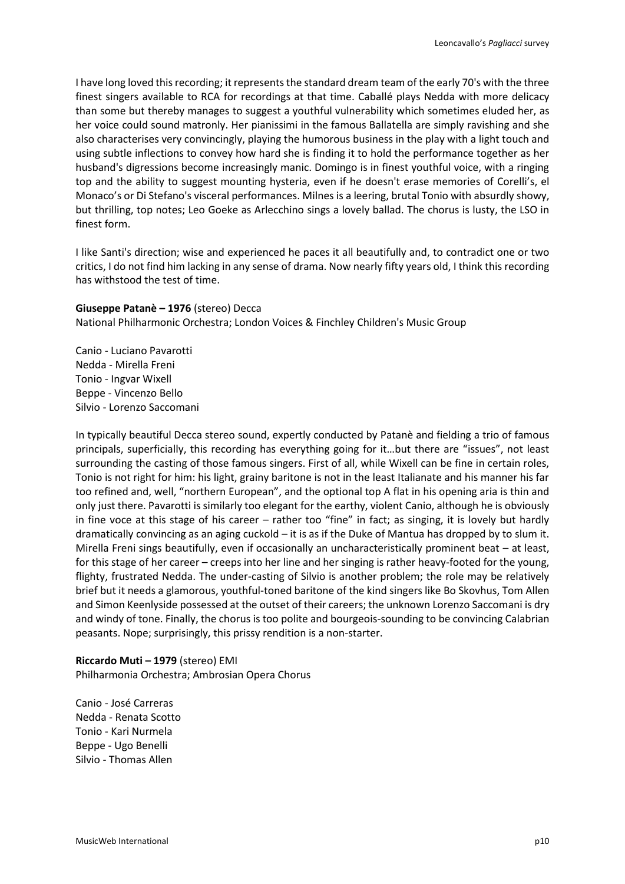I have long loved this recording; it represents the standard dream team of the early 70's with the three finest singers available to RCA for recordings at that time. Caballé plays Nedda with more delicacy than some but thereby manages to suggest a youthful vulnerability which sometimes eluded her, as her voice could sound matronly. Her pianissimi in the famous Ballatella are simply ravishing and she also characterises very convincingly, playing the humorous business in the play with a light touch and using subtle inflections to convey how hard she is finding it to hold the performance together as her husband's digressions become increasingly manic. Domingo is in finest youthful voice, with a ringing top and the ability to suggest mounting hysteria, even if he doesn't erase memories of Corelli's, el Monaco's or Di Stefano's visceral performances. Milnes is a leering, brutal Tonio with absurdly showy, but thrilling, top notes; Leo Goeke as Arlecchino sings a lovely ballad. The chorus is lusty, the LSO in finest form.

I like Santi's direction; wise and experienced he paces it all beautifully and, to contradict one or two critics, I do not find him lacking in any sense of drama. Now nearly fifty years old, I think this recording has withstood the test of time.

**Giuseppe Patanè – 1976** (stereo) Decca
National Philharmonic Orchestra; London Voices & Finchley Children's Music Group

Canio - Luciano Pavarotti
Nedda - Mirella Freni
Tonio - Ingvar Wixell
Beppe - Vincenzo Bello
Silvio - Lorenzo Saccomani

In typically beautiful Decca stereo sound, expertly conducted by Patanè and fielding a trio of famous principals, superficially, this recording has everything going for it…but there are "issues", not least surrounding the casting of those famous singers. First of all, while Wixell can be fine in certain roles, Tonio is not right for him: his light, grainy baritone is not in the least Italianate and his manner his far too refined and, well, "northern European", and the optional top A flat in his opening aria is thin and only just there. Pavarotti is similarly too elegant for the earthy, violent Canio, although he is obviously in fine voce at this stage of his career – rather too "fine" in fact; as singing, it is lovely but hardly dramatically convincing as an aging cuckold – it is as if the Duke of Mantua has dropped by to slum it. Mirella Freni sings beautifully, even if occasionally an uncharacteristically prominent beat – at least, for this stage of her career – creeps into her line and her singing is rather heavy-footed for the young, flighty, frustrated Nedda. The under-casting of Silvio is another problem; the role may be relatively brief but it needs a glamorous, youthful-toned baritone of the kind singers like Bo Skovhus, Tom Allen and Simon Keenlyside possessed at the outset of their careers; the unknown Lorenzo Saccomani is dry and windy of tone. Finally, the chorus is too polite and bourgeois-sounding to be convincing Calabrian peasants. Nope; surprisingly, this prissy rendition is a non-starter.

**Riccardo Muti – 1979** (stereo) EMI
Philharmonia Orchestra; Ambrosian Opera Chorus

Canio - José Carreras
Nedda - Renata Scotto
Tonio - Kari Nurmela
Beppe - Ugo Benelli
Silvio - Thomas Allen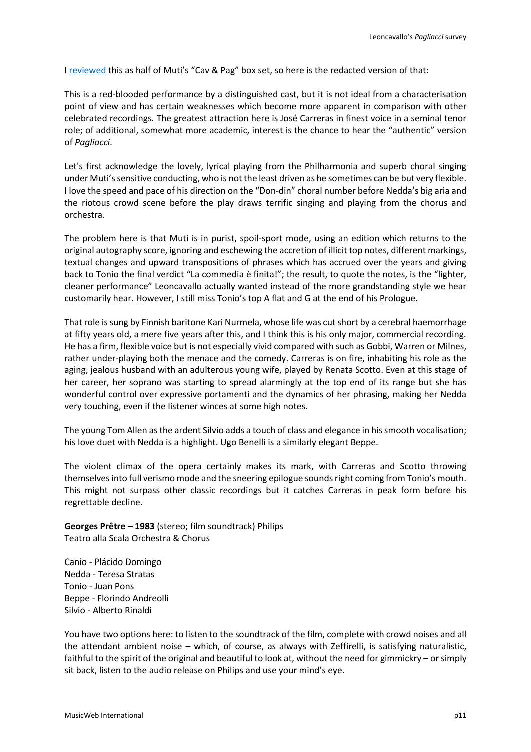I [reviewed] this as half of Muti's "Cav & Pag" box set, so here is the redacted version of that:

This is a red-blooded performance by a distinguished cast, but it is not ideal from a characterisation point of view and has certain weaknesses which become more apparent in comparison with other celebrated recordings. The greatest attraction here is José Carreras in finest voice in a seminal tenor role; of additional, somewhat more academic, interest is the chance to hear the "authentic" version of *Pagliacci*.

Let's first acknowledge the lovely, lyrical playing from the Philharmonia and superb choral singing under Muti's sensitive conducting, who is not the least driven as he sometimes can be but very flexible. I love the speed and pace of his direction on the "Don-din" choral number before Nedda's big aria and the riotous crowd scene before the play draws terrific singing and playing from the chorus and orchestra.

The problem here is that Muti is in purist, spoil-sport mode, using an edition which returns to the original autography score, ignoring and eschewing the accretion of illicit top notes, different markings, textual changes and upward transpositions of phrases which has accrued over the years and giving back to Tonio the final verdict "La commedia è finita!"; the result, to quote the notes, is the "lighter, cleaner performance" Leoncavallo actually wanted instead of the more grandstanding style we hear customarily hear. However, I still miss Tonio's top A flat and G at the end of his Prologue.

That role is sung by Finnish baritone Kari Nurmela, whose life was cut short by a cerebral haemorrhage at fifty years old, a mere five years after this, and I think this is his only major, commercial recording. He has a firm, flexible voice but is not especially vivid compared with such as Gobbi, Warren or Milnes, rather under-playing both the menace and the comedy. Carreras is on fire, inhabiting his role as the aging, jealous husband with an adulterous young wife, played by Renata Scotto. Even at this stage of her career, her soprano was starting to spread alarmingly at the top end of its range but she has wonderful control over expressive portamenti and the dynamics of her phrasing, making her Nedda very touching, even if the listener winces at some high notes.

The young Tom Allen as the ardent Silvio adds a touch of class and elegance in his smooth vocalisation; his love duet with Nedda is a highlight. Ugo Benelli is a similarly elegant Beppe.

The violent climax of the opera certainly makes its mark, with Carreras and Scotto throwing themselves into full verismo mode and the sneering epilogue sounds right coming from Tonio's mouth. This might not surpass other classic recordings but it catches Carreras in peak form before his regrettable decline.

**Georges Prêtre – 1983** (stereo; film soundtrack) Philips
Teatro alla Scala Orchestra & Chorus

Canio - Plácido Domingo
Nedda - Teresa Stratas
Tonio - Juan Pons
Beppe - Florindo Andreolli
Silvio - Alberto Rinaldi

You have two options here: to listen to the soundtrack of the film, complete with crowd noises and all the attendant ambient noise – which, of course, as always with Zeffirelli, is satisfying naturalistic, faithful to the spirit of the original and beautiful to look at, without the need for gimmickry – or simply sit back, listen to the audio release on Philips and use your mind's eye.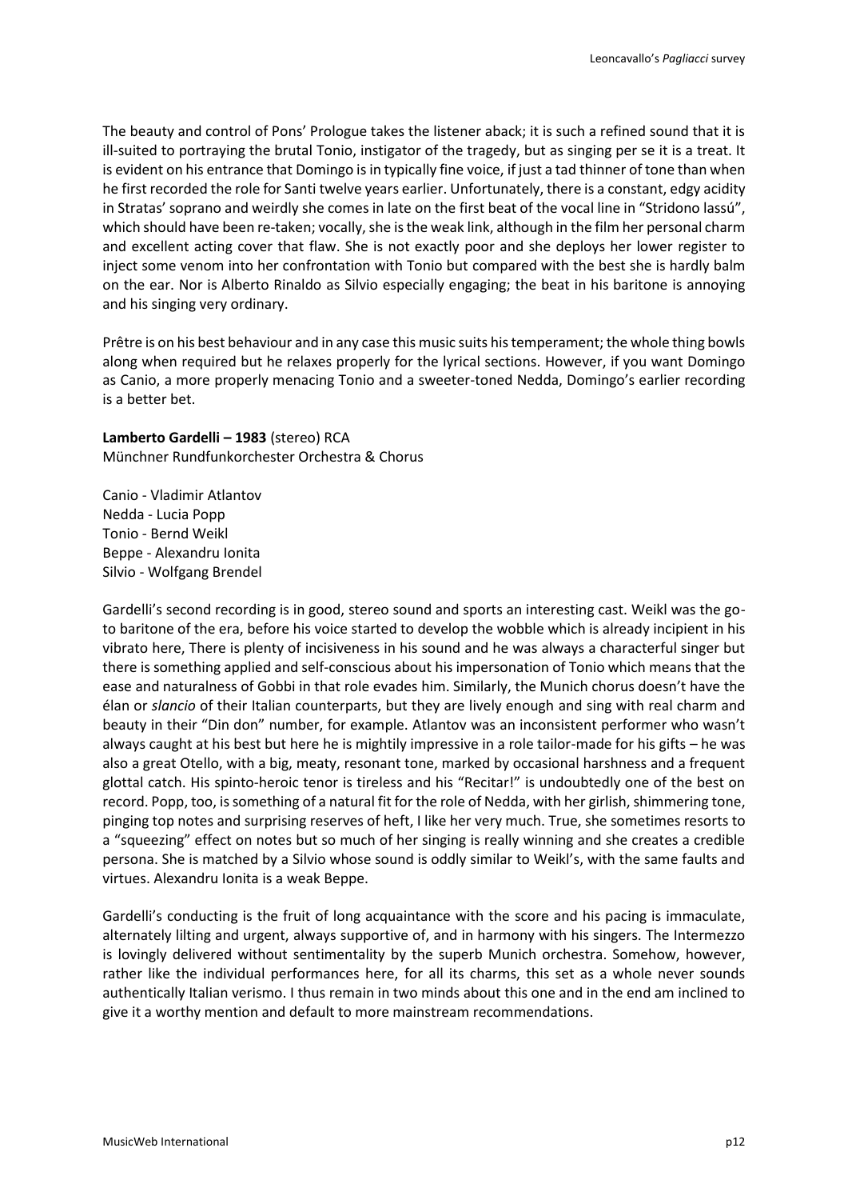The beauty and control of Pons' Prologue takes the listener aback; it is such a refined sound that it is ill-suited to portraying the brutal Tonio, instigator of the tragedy, but as singing per se it is a treat. It is evident on his entrance that Domingo is in typically fine voice, if just a tad thinner of tone than when he first recorded the role for Santi twelve years earlier. Unfortunately, there is a constant, edgy acidity in Stratas' soprano and weirdly she comes in late on the first beat of the vocal line in "Stridono lassú", which should have been re-taken; vocally, she is the weak link, although in the film her personal charm and excellent acting cover that flaw. She is not exactly poor and she deploys her lower register to inject some venom into her confrontation with Tonio but compared with the best she is hardly balm on the ear. Nor is Alberto Rinaldo as Silvio especially engaging; the beat in his baritone is annoying and his singing very ordinary.

Prêtre is on his best behaviour and in any case this music suits his temperament; the whole thing bowls along when required but he relaxes properly for the lyrical sections. However, if you want Domingo as Canio, a more properly menacing Tonio and a sweeter-toned Nedda, Domingo's earlier recording is a better bet.

**Lamberto Gardelli – 1983** (stereo) RCA
Münchner Rundfunkorchester Orchestra & Chorus

Canio - Vladimir Atlantov
Nedda - Lucia Popp
Tonio - Bernd Weikl
Beppe - Alexandru Ionita
Silvio - Wolfgang Brendel

Gardelli's second recording is in good, stereo sound and sports an interesting cast. Weikl was the go-to baritone of the era, before his voice started to develop the wobble which is already incipient in his vibrato here, There is plenty of incisiveness in his sound and he was always a characterful singer but there is something applied and self-conscious about his impersonation of Tonio which means that the ease and naturalness of Gobbi in that role evades him. Similarly, the Munich chorus doesn't have the élan or *slancio* of their Italian counterparts, but they are lively enough and sing with real charm and beauty in their "Din don" number, for example. Atlantov was an inconsistent performer who wasn't always caught at his best but here he is mightily impressive in a role tailor-made for his gifts – he was also a great Otello, with a big, meaty, resonant tone, marked by occasional harshness and a frequent glottal catch. His spinto-heroic tenor is tireless and his "Recitar!" is undoubtedly one of the best on record. Popp, too, is something of a natural fit for the role of Nedda, with her girlish, shimmering tone, pinging top notes and surprising reserves of heft, I like her very much. True, she sometimes resorts to a "squeezing" effect on notes but so much of her singing is really winning and she creates a credible persona. She is matched by a Silvio whose sound is oddly similar to Weikl's, with the same faults and virtues. Alexandru Ionita is a weak Beppe.

Gardelli's conducting is the fruit of long acquaintance with the score and his pacing is immaculate, alternately lilting and urgent, always supportive of, and in harmony with his singers. The Intermezzo is lovingly delivered without sentimentality by the superb Munich orchestra. Somehow, however, rather like the individual performances here, for all its charms, this set as a whole never sounds authentically Italian verismo. I thus remain in two minds about this one and in the end am inclined to give it a worthy mention and default to more mainstream recommendations.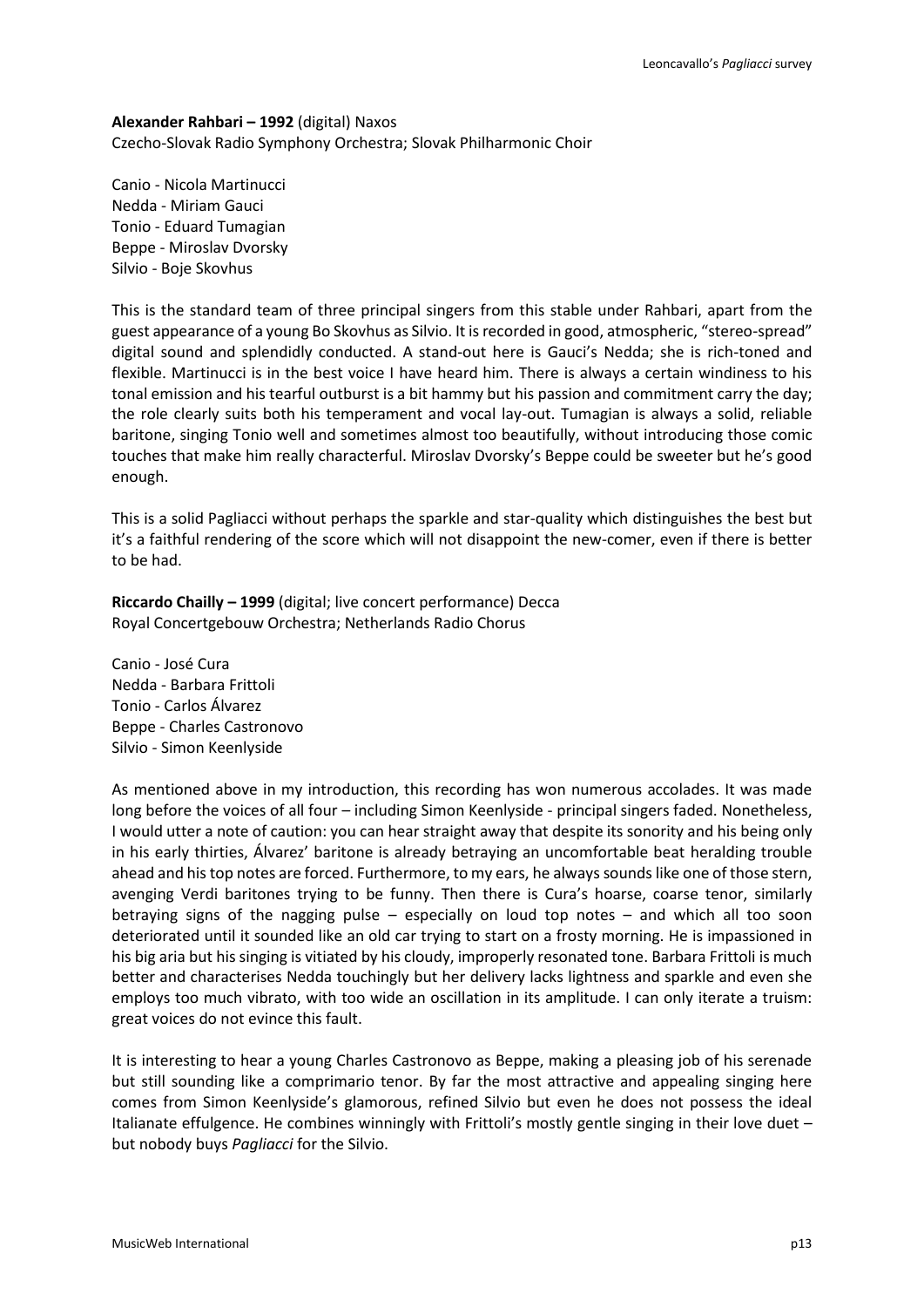**Alexander Rahbari – 1992** (digital) Naxos
Czecho-Slovak Radio Symphony Orchestra; Slovak Philharmonic Choir

Canio - Nicola Martinucci
Nedda - Miriam Gauci
Tonio - Eduard Tumagian
Beppe - Miroslav Dvorsky
Silvio - Boje Skovhus

This is the standard team of three principal singers from this stable under Rahbari, apart from the guest appearance of a young Bo Skovhus as Silvio. It is recorded in good, atmospheric, "stereo-spread" digital sound and splendidly conducted. A stand-out here is Gauci's Nedda; she is rich-toned and flexible. Martinucci is in the best voice I have heard him. There is always a certain windiness to his tonal emission and his tearful outburst is a bit hammy but his passion and commitment carry the day; the role clearly suits both his temperament and vocal lay-out. Tumagian is always a solid, reliable baritone, singing Tonio well and sometimes almost too beautifully, without introducing those comic touches that make him really characterful. Miroslav Dvorsky's Beppe could be sweeter but he's good enough.

This is a solid Pagliacci without perhaps the sparkle and star-quality which distinguishes the best but it's a faithful rendering of the score which will not disappoint the new-comer, even if there is better to be had.

**Riccardo Chailly – 1999** (digital; live concert performance) Decca
Royal Concertgebouw Orchestra; Netherlands Radio Chorus

Canio - José Cura
Nedda - Barbara Frittoli
Tonio - Carlos Álvarez
Beppe - Charles Castronovo
Silvio - Simon Keenlyside

As mentioned above in my introduction, this recording has won numerous accolades. It was made long before the voices of all four – including Simon Keenlyside - principal singers faded. Nonetheless, I would utter a note of caution: you can hear straight away that despite its sonority and his being only in his early thirties, Álvarez' baritone is already betraying an uncomfortable beat heralding trouble ahead and his top notes are forced. Furthermore, to my ears, he always sounds like one of those stern, avenging Verdi baritones trying to be funny. Then there is Cura's hoarse, coarse tenor, similarly betraying signs of the nagging pulse – especially on loud top notes – and which all too soon deteriorated until it sounded like an old car trying to start on a frosty morning. He is impassioned in his big aria but his singing is vitiated by his cloudy, improperly resonated tone. Barbara Frittoli is much better and characterises Nedda touchingly but her delivery lacks lightness and sparkle and even she employs too much vibrato, with too wide an oscillation in its amplitude. I can only iterate a truism: great voices do not evince this fault.

It is interesting to hear a young Charles Castronovo as Beppe, making a pleasing job of his serenade but still sounding like a comprimario tenor. By far the most attractive and appealing singing here comes from Simon Keenlyside's glamorous, refined Silvio but even he does not possess the ideal Italianate effulgence. He combines winningly with Frittoli's mostly gentle singing in their love duet – but nobody buys *Pagliacci* for the Silvio.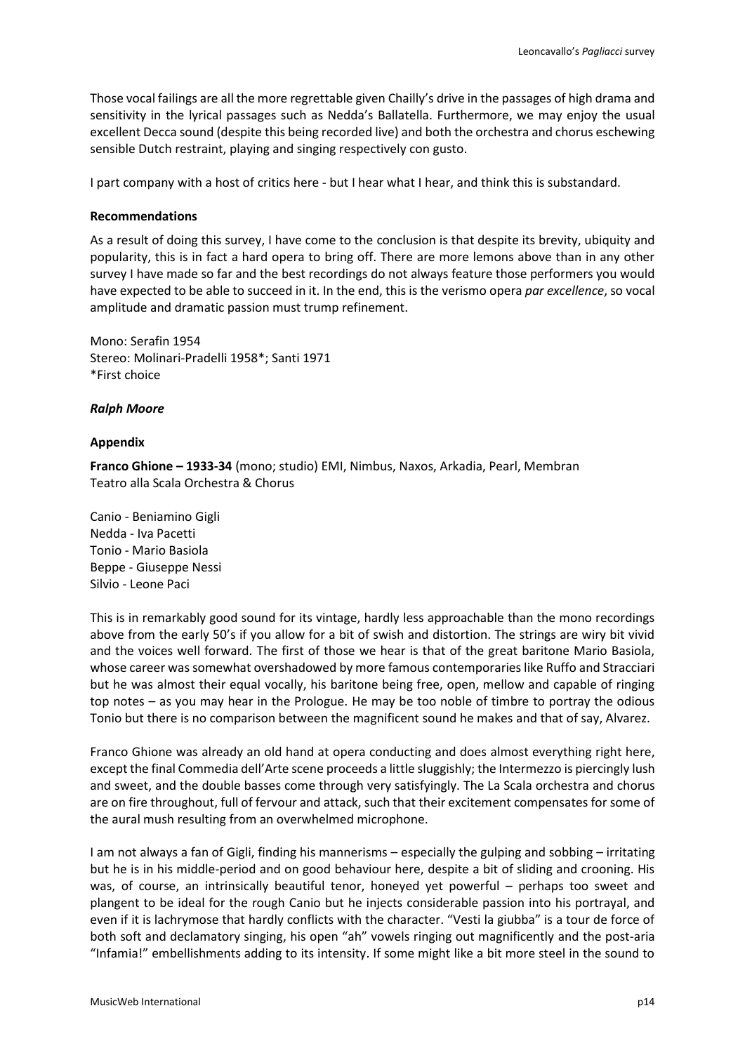Those vocal failings are all the more regrettable given Chailly's drive in the passages of high drama and sensitivity in the lyrical passages such as Nedda's Ballatella. Furthermore, we may enjoy the usual excellent Decca sound (despite this being recorded live) and both the orchestra and chorus eschewing sensible Dutch restraint, playing and singing respectively con gusto.

I part company with a host of critics here - but I hear what I hear, and think this is substandard.

**Recommendations**

As a result of doing this survey, I have come to the conclusion is that despite its brevity, ubiquity and popularity, this is in fact a hard opera to bring off. There are more lemons above than in any other survey I have made so far and the best recordings do not always feature those performers you would have expected to be able to succeed in it. In the end, this is the verismo opera *par excellence*, so vocal amplitude and dramatic passion must trump refinement.

Mono: Serafin 1954
Stereo: Molinari-Pradelli 1958*; Santi 1971
*First choice

***Ralph Moore***

**Appendix**

**Franco Ghione – 1933-34** (mono; studio) EMI, Nimbus, Naxos, Arkadia, Pearl, Membran
Teatro alla Scala Orchestra & Chorus

Canio - Beniamino Gigli
Nedda - Iva Pacetti
Tonio - Mario Basiola
Beppe - Giuseppe Nessi
Silvio - Leone Paci

This is in remarkably good sound for its vintage, hardly less approachable than the mono recordings above from the early 50's if you allow for a bit of swish and distortion. The strings are wiry bit vivid and the voices well forward. The first of those we hear is that of the great baritone Mario Basiola, whose career was somewhat overshadowed by more famous contemporaries like Ruffo and Stracciari but he was almost their equal vocally, his baritone being free, open, mellow and capable of ringing top notes – as you may hear in the Prologue. He may be too noble of timbre to portray the odious Tonio but there is no comparison between the magnificent sound he makes and that of say, Alvarez.

Franco Ghione was already an old hand at opera conducting and does almost everything right here, except the final Commedia dell'Arte scene proceeds a little sluggishly; the Intermezzo is piercingly lush and sweet, and the double basses come through very satisfyingly. The La Scala orchestra and chorus are on fire throughout, full of fervour and attack, such that their excitement compensates for some of the aural mush resulting from an overwhelmed microphone.

I am not always a fan of Gigli, finding his mannerisms – especially the gulping and sobbing – irritating but he is in his middle-period and on good behaviour here, despite a bit of sliding and crooning. His was, of course, an intrinsically beautiful tenor, honeyed yet powerful – perhaps too sweet and plangent to be ideal for the rough Canio but he injects considerable passion into his portrayal, and even if it is lachrymose that hardly conflicts with the character. "Vesti la giubba" is a tour de force of both soft and declamatory singing, his open "ah" vowels ringing out magnificently and the post-aria "Infamia!" embellishments adding to its intensity. If some might like a bit more steel in the sound to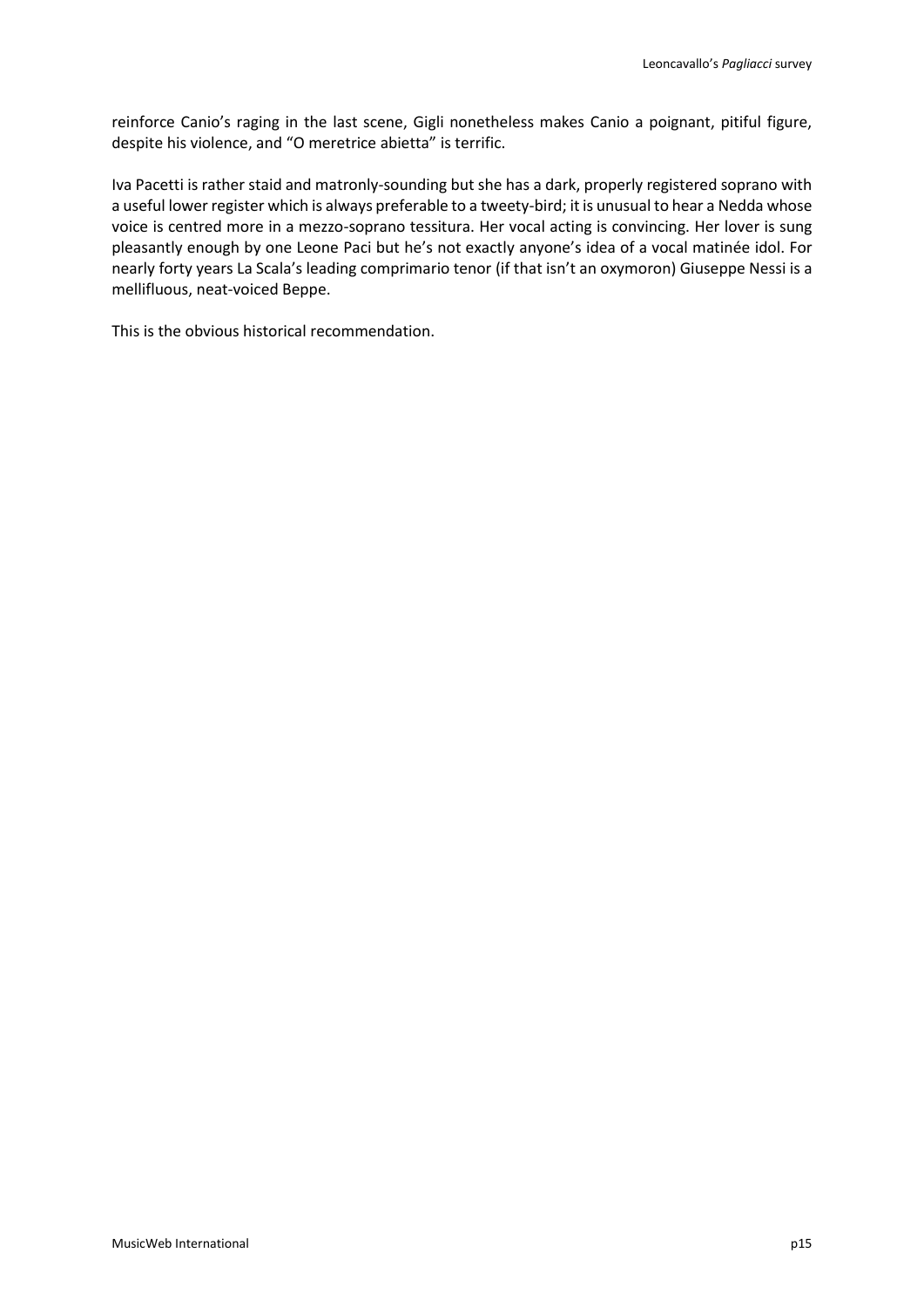reinforce Canio's raging in the last scene, Gigli nonetheless makes Canio a poignant, pitiful figure, despite his violence, and "O meretrice abietta" is terrific.

Iva Pacetti is rather staid and matronly-sounding but she has a dark, properly registered soprano with a useful lower register which is always preferable to a tweety-bird; it is unusual to hear a Nedda whose voice is centred more in a mezzo-soprano tessitura. Her vocal acting is convincing. Her lover is sung pleasantly enough by one Leone Paci but he's not exactly anyone's idea of a vocal matinée idol. For nearly forty years La Scala's leading comprimario tenor (if that isn't an oxymoron) Giuseppe Nessi is a mellifluous, neat-voiced Beppe.

This is the obvious historical recommendation.